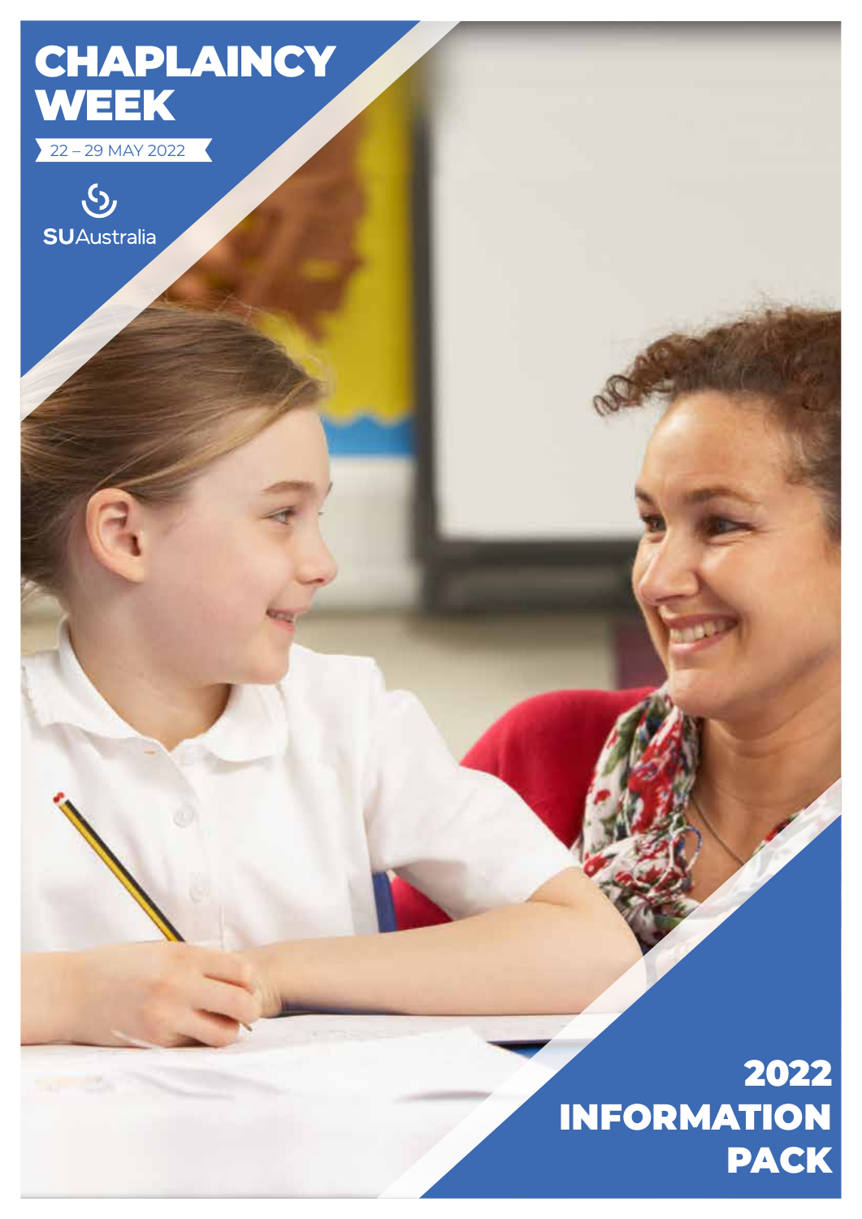# CHAPLAINCY WEEK

22 – 29 MAY 2022

SUAustralia

# 2022 INFORMATION PACK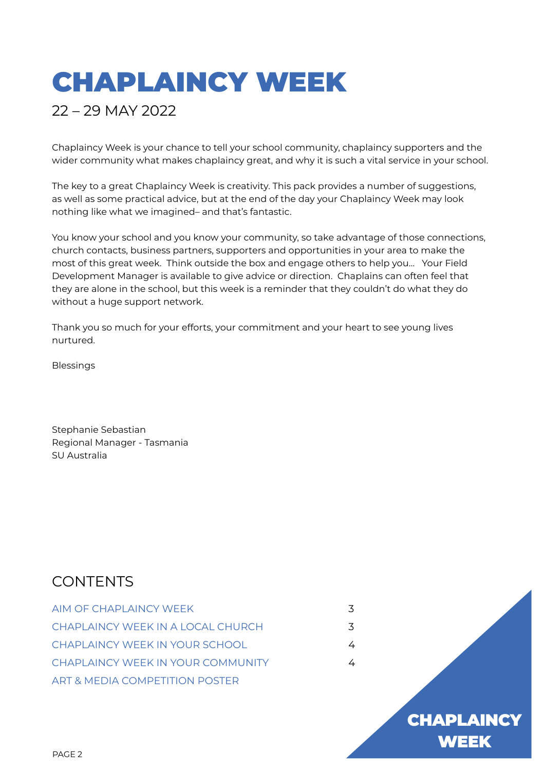# CHAPLAINCY WEEK

22 – 29 MAY 2022

Chaplaincy Week is your chance to tell your school community, chaplaincy supporters and the wider community what makes chaplaincy great, and why it is such a vital service in your school.

The key to a great Chaplaincy Week is creativity. This pack provides a number of suggestions, as well as some practical advice, but at the end of the day your Chaplaincy Week may look nothing like what we imagined– and that's fantastic.

You know your school and you know your community, so take advantage of those connections, church contacts, business partners, supporters and opportunities in your area to make the most of this great week. Think outside the box and engage others to help you… Your Field Development Manager is available to give advice or direction. Chaplains can often feel that they are alone in the school, but this week is a reminder that they couldn't do what they do without a huge support network.

Thank you so much for your efforts, your commitment and your heart to see young lives nurtured.

Blessings

Stephanie Sebastian
Regional Manager - Tasmania
SU Australia

## CONTENTS

| | |
|---|---|
| AIM OF CHAPLAINCY WEEK | 3 |
| CHAPLAINCY WEEK IN A LOCAL CHURCH | 3 |
| CHAPLAINCY WEEK IN YOUR SCHOOL | 4 |
| CHAPLAINCY WEEK IN YOUR COMMUNITY | 4 |
| ART & MEDIA COMPETITION POSTER | |

CHAPLAINCY WEEK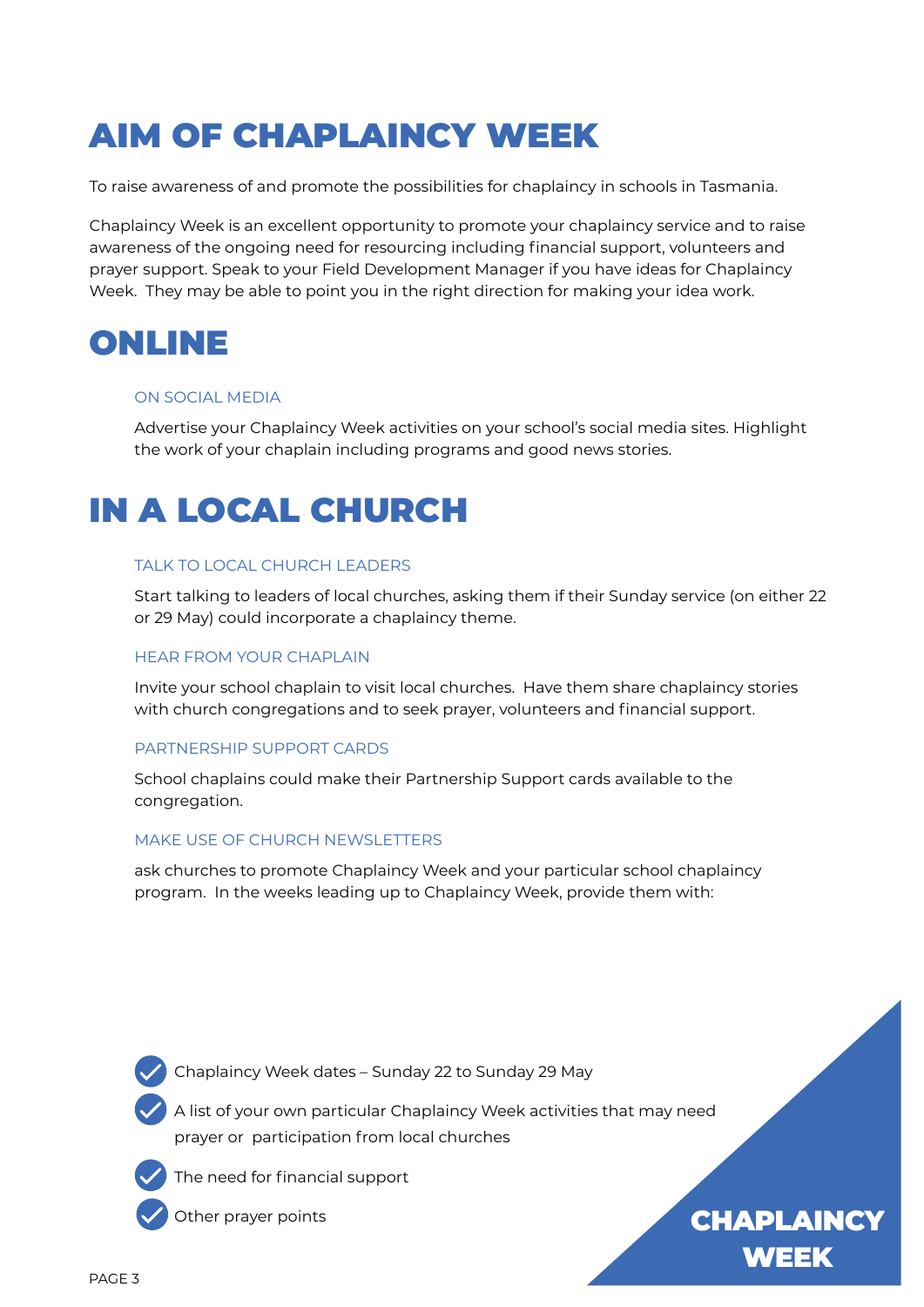# AIM OF CHAPLAINCY WEEK

To raise awareness of and promote the possibilities for chaplaincy in schools in Tasmania.

Chaplaincy Week is an excellent opportunity to promote your chaplaincy service and to raise awareness of the ongoing need for resourcing including financial support, volunteers and prayer support. Speak to your Field Development Manager if you have ideas for Chaplaincy Week. They may be able to point you in the right direction for making your idea work.

# ONLINE

### ON SOCIAL MEDIA

Advertise your Chaplaincy Week activities on your school's social media sites. Highlight the work of your chaplain including programs and good news stories.

# IN A LOCAL CHURCH

### TALK TO LOCAL CHURCH LEADERS

Start talking to leaders of local churches, asking them if their Sunday service (on either 22 or 29 May) could incorporate a chaplaincy theme.

### HEAR FROM YOUR CHAPLAIN

Invite your school chaplain to visit local churches. Have them share chaplaincy stories with church congregations and to seek prayer, volunteers and financial support.

### PARTNERSHIP SUPPORT CARDS

School chaplains could make their Partnership Support cards available to the congregation.

### MAKE USE OF CHURCH NEWSLETTERS

ask churches to promote Chaplaincy Week and your particular school chaplaincy program. In the weeks leading up to Chaplaincy Week, provide them with:

- Chaplaincy Week dates – Sunday 22 to Sunday 29 May
- A list of your own particular Chaplaincy Week activities that may need prayer or participation from local churches
- The need for financial support
- Other prayer points

CHAPLAINCY WEEK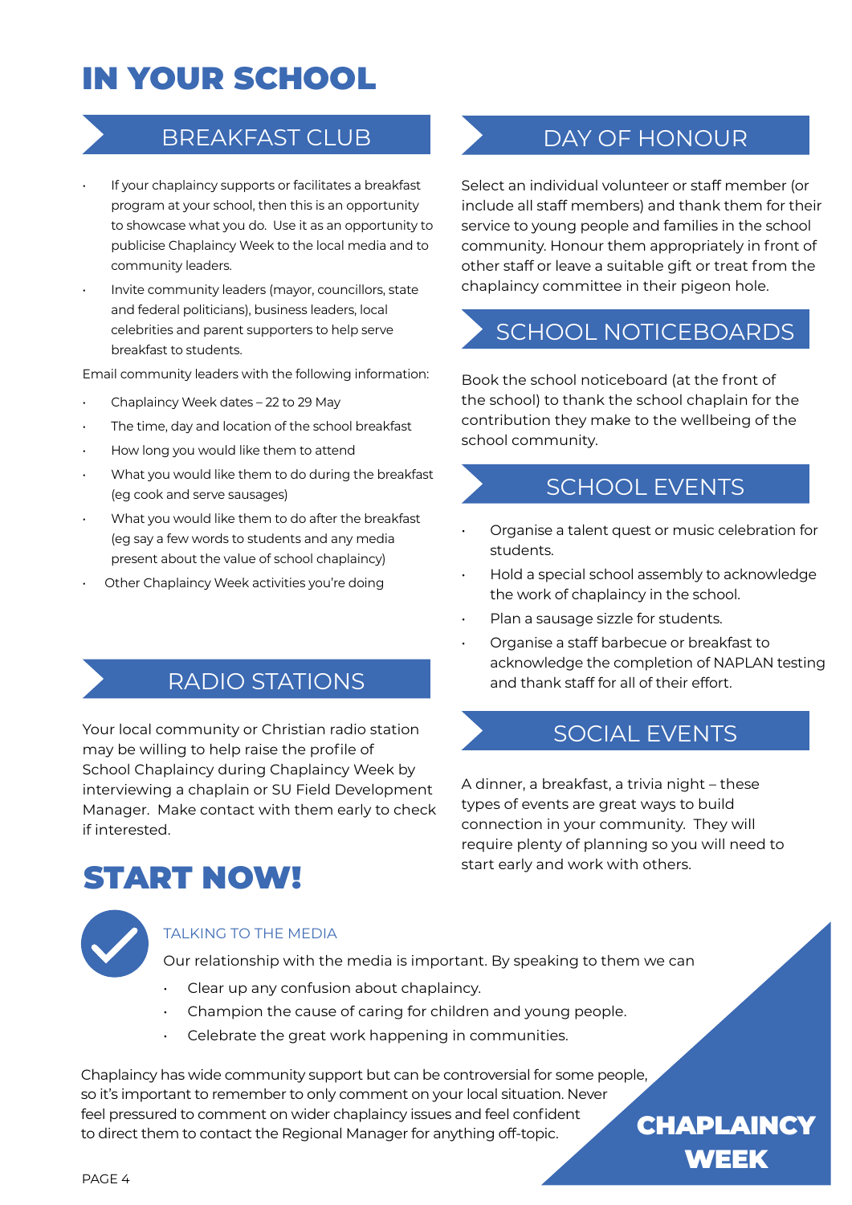# IN YOUR SCHOOL

## BREAKFAST CLUB

- If your chaplaincy supports or facilitates a breakfast program at your school, then this is an opportunity to showcase what you do. Use it as an opportunity to publicise Chaplaincy Week to the local media and to community leaders.
- Invite community leaders (mayor, councillors, state and federal politicians), business leaders, local celebrities and parent supporters to help serve breakfast to students.

Email community leaders with the following information:

- Chaplaincy Week dates – 22 to 29 May
- The time, day and location of the school breakfast
- How long you would like them to attend
- What you would like them to do during the breakfast (eg cook and serve sausages)
- What you would like them to do after the breakfast (eg say a few words to students and any media present about the value of school chaplaincy)
- Other Chaplaincy Week activities you're doing

## RADIO STATIONS

Your local community or Christian radio station may be willing to help raise the profile of School Chaplaincy during Chaplaincy Week by interviewing a chaplain or SU Field Development Manager. Make contact with them early to check if interested.

## DAY OF HONOUR

Select an individual volunteer or staff member (or include all staff members) and thank them for their service to young people and families in the school community. Honour them appropriately in front of other staff or leave a suitable gift or treat from the chaplaincy committee in their pigeon hole.

## SCHOOL NOTICEBOARDS

Book the school noticeboard (at the front of the school) to thank the school chaplain for the contribution they make to the wellbeing of the school community.

## SCHOOL EVENTS

- Organise a talent quest or music celebration for students.
- Hold a special school assembly to acknowledge the work of chaplaincy in the school.
- Plan a sausage sizzle for students.
- Organise a staff barbecue or breakfast to acknowledge the completion of NAPLAN testing and thank staff for all of their effort.

## SOCIAL EVENTS

A dinner, a breakfast, a trivia night – these types of events are great ways to build connection in your community. They will require plenty of planning so you will need to start early and work with others.

# START NOW!

### TALKING TO THE MEDIA

Our relationship with the media is important. By speaking to them we can

- Clear up any confusion about chaplaincy.
- Champion the cause of caring for children and young people.
- Celebrate the great work happening in communities.

Chaplaincy has wide community support but can be controversial for some people, so it's important to remember to only comment on your local situation. Never feel pressured to comment on wider chaplaincy issues and feel confident to direct them to contact the Regional Manager for anything off-topic.

**CHAPLAINCY WEEK**